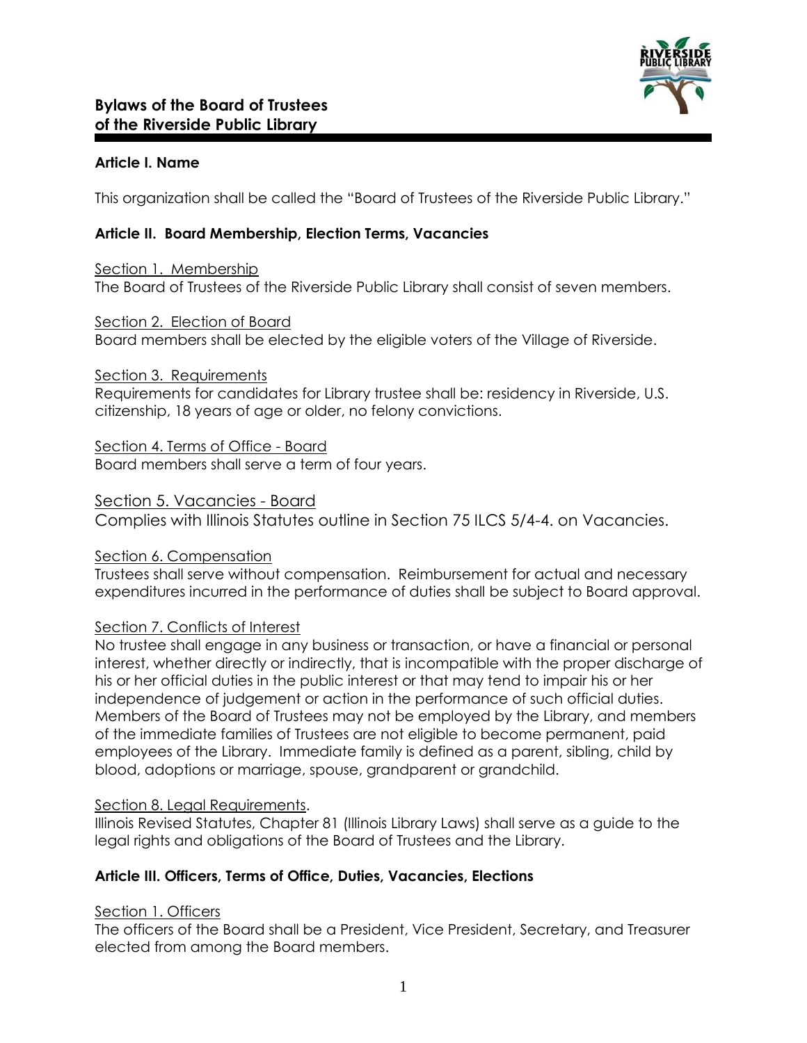# Bylaws of the Board of Trustees of the Riverside Public Library

## Article I. Name

This organization shall be called the "Board of Trustees of the Riverside Public Library."

## Article II. Board Membership, Election Terms, Vacancies

Section 1. Membership

The Board of Trustees of the Riverside Public Library shall consist of seven members.

Section 2. Election of Board

Board members shall be elected by the eligible voters of the Village of Riverside.

Section 3. Requirements

Requirements for candidates for Library trustee shall be: residency in Riverside, U.S. citizenship, 18 years of age or older, no felony convictions.

Section 4. Terms of Office - Board

Board members shall serve a term of four years.

Section 5. Vacancies - Board

Complies with Illinois Statutes outline in Section 75 ILCS 5/4-4. on Vacancies.

Section 6. Compensation

Trustees shall serve without compensation. Reimbursement for actual and necessary expenditures incurred in the performance of duties shall be subject to Board approval.

Section 7. Conflicts of Interest

No trustee shall engage in any business or transaction, or have a financial or personal interest, whether directly or indirectly, that is incompatible with the proper discharge of his or her official duties in the public interest or that may tend to impair his or her independence of judgement or action in the performance of such official duties. Members of the Board of Trustees may not be employed by the Library, and members of the immediate families of Trustees are not eligible to become permanent, paid employees of the Library. Immediate family is defined as a parent, sibling, child by blood, adoptions or marriage, spouse, grandparent or grandchild.

Section 8. Legal Requirements.

Illinois Revised Statutes, Chapter 81 (Illinois Library Laws) shall serve as a guide to the legal rights and obligations of the Board of Trustees and the Library.

## Article III. Officers, Terms of Office, Duties, Vacancies, Elections

Section 1. Officers

The officers of the Board shall be a President, Vice President, Secretary, and Treasurer elected from among the Board members.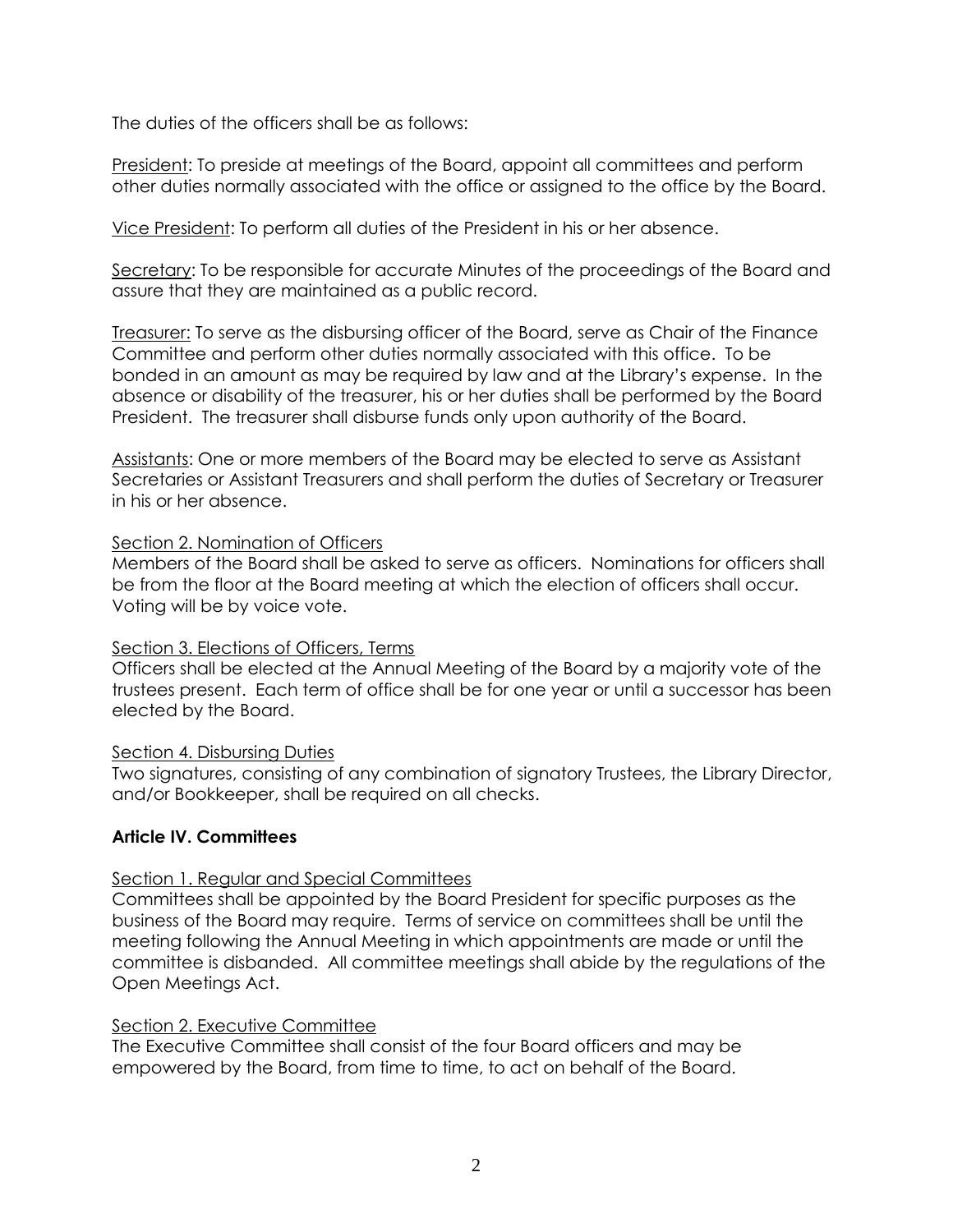The duties of the officers shall be as follows:

<u>President</u>: To preside at meetings of the Board, appoint all committees and perform other duties normally associated with the office or assigned to the office by the Board.

<u>Vice President</u>: To perform all duties of the President in his or her absence.

<u>Secretary</u>: To be responsible for accurate Minutes of the proceedings of the Board and assure that they are maintained as a public record.

<u>Treasurer:</u> To serve as the disbursing officer of the Board, serve as Chair of the Finance Committee and perform other duties normally associated with this office. To be bonded in an amount as may be required by law and at the Library's expense. In the absence or disability of the treasurer, his or her duties shall be performed by the Board President. The treasurer shall disburse funds only upon authority of the Board.

<u>Assistants</u>: One or more members of the Board may be elected to serve as Assistant Secretaries or Assistant Treasurers and shall perform the duties of Secretary or Treasurer in his or her absence.

<u>Section 2. Nomination of Officers</u>

Members of the Board shall be asked to serve as officers. Nominations for officers shall be from the floor at the Board meeting at which the election of officers shall occur. Voting will be by voice vote.

<u>Section 3. Elections of Officers, Terms</u>

Officers shall be elected at the Annual Meeting of the Board by a majority vote of the trustees present. Each term of office shall be for one year or until a successor has been elected by the Board.

<u>Section 4. Disbursing Duties</u>

Two signatures, consisting of any combination of signatory Trustees, the Library Director, and/or Bookkeeper, shall be required on all checks.

### Article IV. Committees

<u>Section 1. Regular and Special Committees</u>

Committees shall be appointed by the Board President for specific purposes as the business of the Board may require. Terms of service on committees shall be until the meeting following the Annual Meeting in which appointments are made or until the committee is disbanded. All committee meetings shall abide by the regulations of the Open Meetings Act.

<u>Section 2. Executive Committee</u>

The Executive Committee shall consist of the four Board officers and may be empowered by the Board, from time to time, to act on behalf of the Board.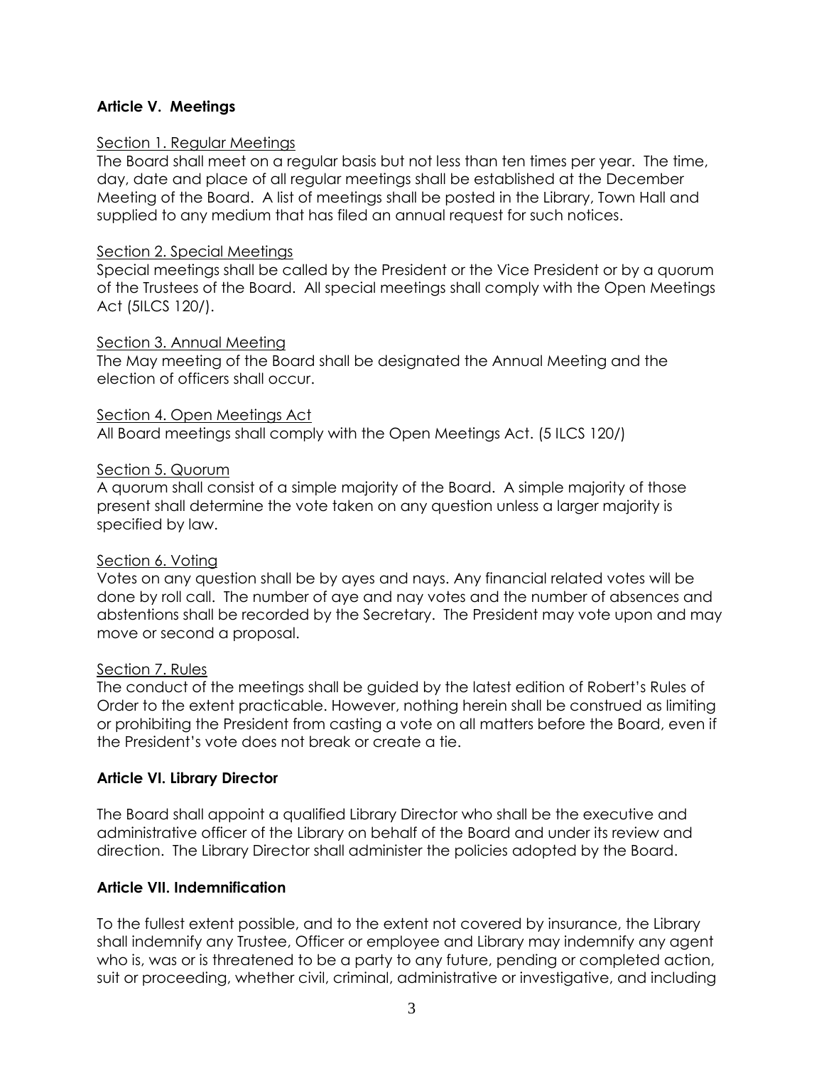## Article V. Meetings

Section 1. Regular Meetings

The Board shall meet on a regular basis but not less than ten times per year. The time, day, date and place of all regular meetings shall be established at the December Meeting of the Board. A list of meetings shall be posted in the Library, Town Hall and supplied to any medium that has filed an annual request for such notices.

Section 2. Special Meetings

Special meetings shall be called by the President or the Vice President or by a quorum of the Trustees of the Board. All special meetings shall comply with the Open Meetings Act (5ILCS 120/).

Section 3. Annual Meeting

The May meeting of the Board shall be designated the Annual Meeting and the election of officers shall occur.

Section 4. Open Meetings Act

All Board meetings shall comply with the Open Meetings Act. (5 ILCS 120/)

Section 5. Quorum

A quorum shall consist of a simple majority of the Board. A simple majority of those present shall determine the vote taken on any question unless a larger majority is specified by law.

Section 6. Voting

Votes on any question shall be by ayes and nays. Any financial related votes will be done by roll call. The number of aye and nay votes and the number of absences and abstentions shall be recorded by the Secretary. The President may vote upon and may move or second a proposal.

Section 7. Rules

The conduct of the meetings shall be guided by the latest edition of Robert's Rules of Order to the extent practicable. However, nothing herein shall be construed as limiting or prohibiting the President from casting a vote on all matters before the Board, even if the President's vote does not break or create a tie.

## Article VI. Library Director

The Board shall appoint a qualified Library Director who shall be the executive and administrative officer of the Library on behalf of the Board and under its review and direction. The Library Director shall administer the policies adopted by the Board.

## Article VII. Indemnification

To the fullest extent possible, and to the extent not covered by insurance, the Library shall indemnify any Trustee, Officer or employee and Library may indemnify any agent who is, was or is threatened to be a party to any future, pending or completed action, suit or proceeding, whether civil, criminal, administrative or investigative, and including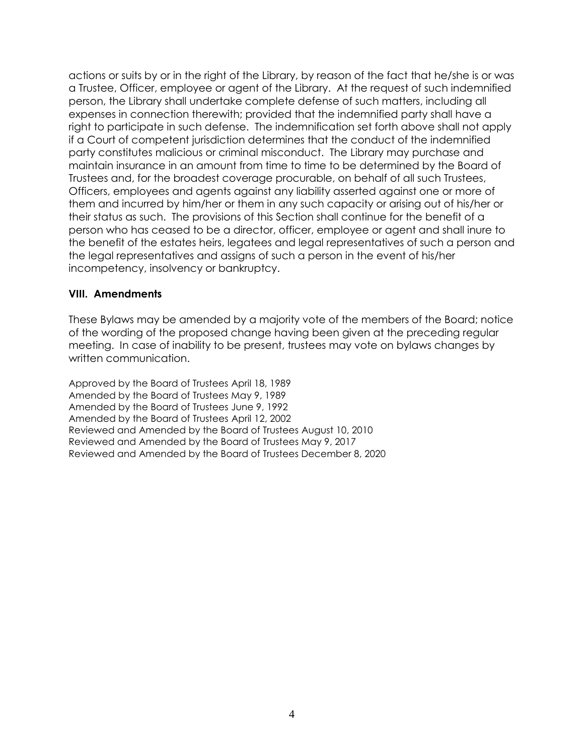actions or suits by or in the right of the Library, by reason of the fact that he/she is or was a Trustee, Officer, employee or agent of the Library. At the request of such indemnified person, the Library shall undertake complete defense of such matters, including all expenses in connection therewith; provided that the indemnified party shall have a right to participate in such defense. The indemnification set forth above shall not apply if a Court of competent jurisdiction determines that the conduct of the indemnified party constitutes malicious or criminal misconduct. The Library may purchase and maintain insurance in an amount from time to time to be determined by the Board of Trustees and, for the broadest coverage procurable, on behalf of all such Trustees, Officers, employees and agents against any liability asserted against one or more of them and incurred by him/her or them in any such capacity or arising out of his/her or their status as such. The provisions of this Section shall continue for the benefit of a person who has ceased to be a director, officer, employee or agent and shall inure to the benefit of the estates heirs, legatees and legal representatives of such a person and the legal representatives and assigns of such a person in the event of his/her incompetency, insolvency or bankruptcy.

**VIII. Amendments**

These Bylaws may be amended by a majority vote of the members of the Board; notice of the wording of the proposed change having been given at the preceding regular meeting. In case of inability to be present, trustees may vote on bylaws changes by written communication.

Approved by the Board of Trustees April 18, 1989
Amended by the Board of Trustees May 9, 1989
Amended by the Board of Trustees June 9, 1992
Amended by the Board of Trustees April 12, 2002
Reviewed and Amended by the Board of Trustees August 10, 2010
Reviewed and Amended by the Board of Trustees May 9, 2017
Reviewed and Amended by the Board of Trustees December 8, 2020